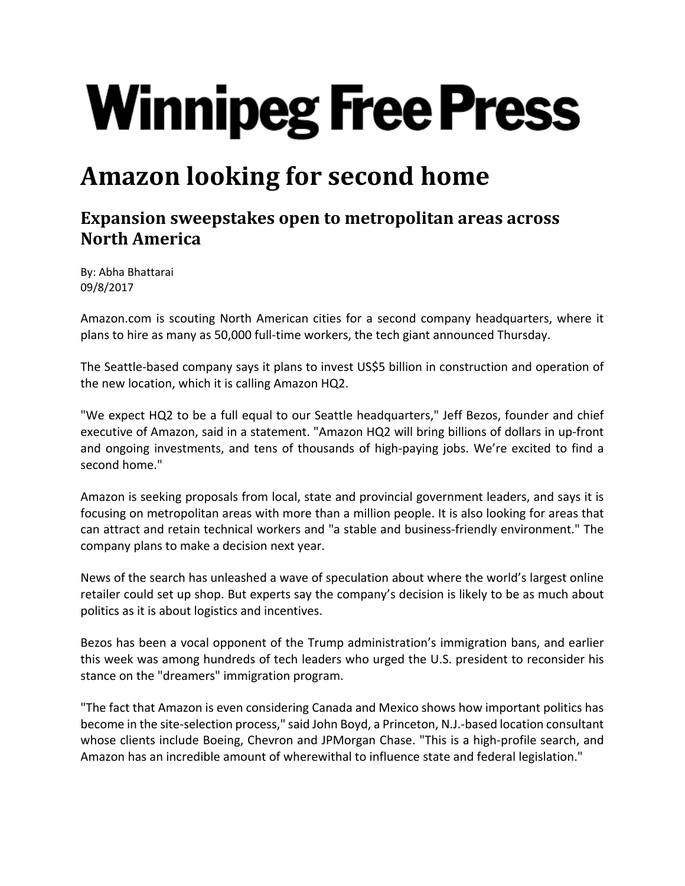# Winnipeg Free Press

# Amazon looking for second home

## Expansion sweepstakes open to metropolitan areas across North America

By: Abha Bhattarai
09/8/2017

Amazon.com is scouting North American cities for a second company headquarters, where it plans to hire as many as 50,000 full-time workers, the tech giant announced Thursday.

The Seattle-based company says it plans to invest US$5 billion in construction and operation of the new location, which it is calling Amazon HQ2.

"We expect HQ2 to be a full equal to our Seattle headquarters," Jeff Bezos, founder and chief executive of Amazon, said in a statement. "Amazon HQ2 will bring billions of dollars in up-front and ongoing investments, and tens of thousands of high-paying jobs. We're excited to find a second home."

Amazon is seeking proposals from local, state and provincial government leaders, and says it is focusing on metropolitan areas with more than a million people. It is also looking for areas that can attract and retain technical workers and "a stable and business-friendly environment." The company plans to make a decision next year.

News of the search has unleashed a wave of speculation about where the world's largest online retailer could set up shop. But experts say the company's decision is likely to be as much about politics as it is about logistics and incentives.

Bezos has been a vocal opponent of the Trump administration's immigration bans, and earlier this week was among hundreds of tech leaders who urged the U.S. president to reconsider his stance on the "dreamers" immigration program.

"The fact that Amazon is even considering Canada and Mexico shows how important politics has become in the site-selection process," said John Boyd, a Princeton, N.J.-based location consultant whose clients include Boeing, Chevron and JPMorgan Chase. "This is a high-profile search, and Amazon has an incredible amount of wherewithal to influence state and federal legislation."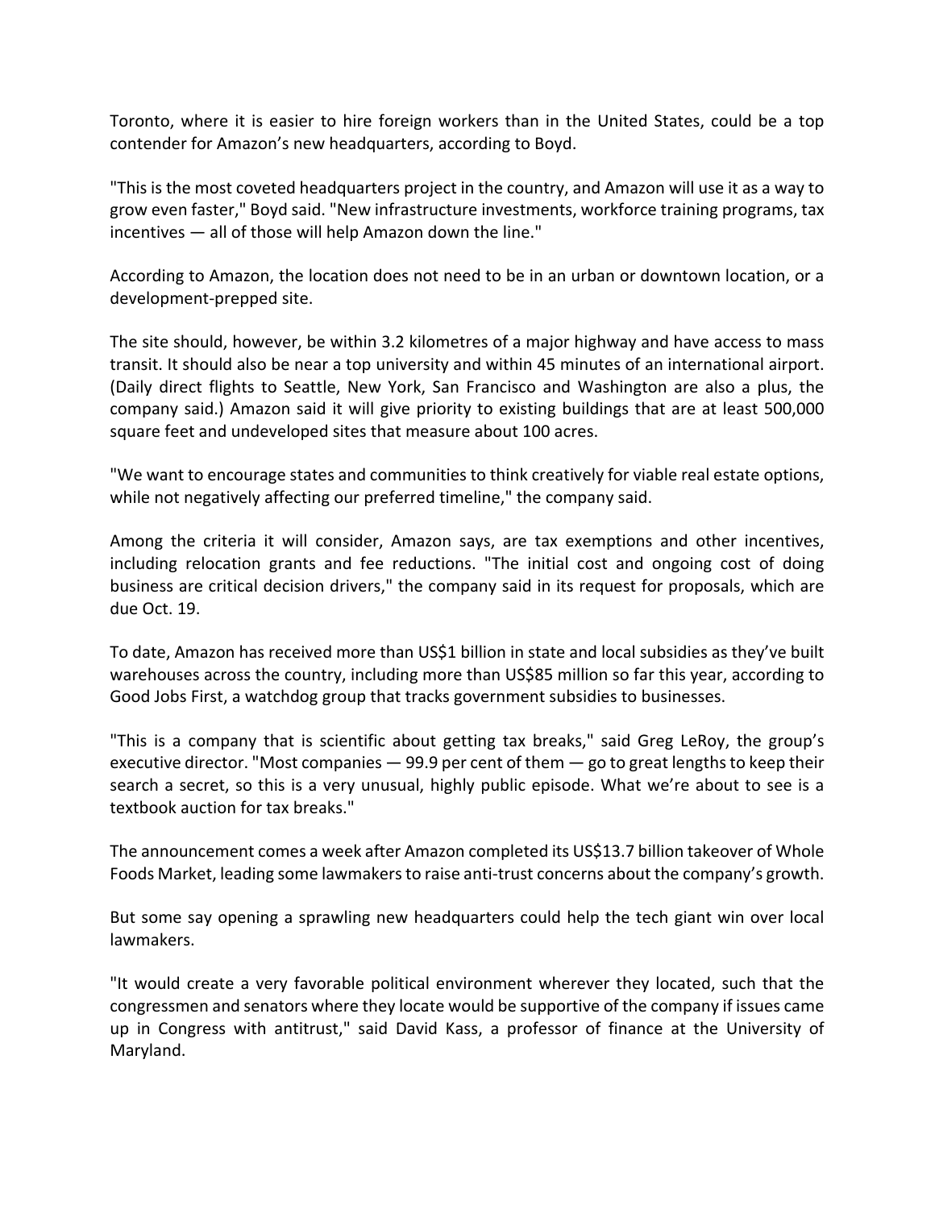Toronto, where it is easier to hire foreign workers than in the United States, could be a top contender for Amazon's new headquarters, according to Boyd.

"This is the most coveted headquarters project in the country, and Amazon will use it as a way to grow even faster," Boyd said. "New infrastructure investments, workforce training programs, tax incentives — all of those will help Amazon down the line."

According to Amazon, the location does not need to be in an urban or downtown location, or a development-prepped site.

The site should, however, be within 3.2 kilometres of a major highway and have access to mass transit. It should also be near a top university and within 45 minutes of an international airport. (Daily direct flights to Seattle, New York, San Francisco and Washington are also a plus, the company said.) Amazon said it will give priority to existing buildings that are at least 500,000 square feet and undeveloped sites that measure about 100 acres.

"We want to encourage states and communities to think creatively for viable real estate options, while not negatively affecting our preferred timeline," the company said.

Among the criteria it will consider, Amazon says, are tax exemptions and other incentives, including relocation grants and fee reductions. "The initial cost and ongoing cost of doing business are critical decision drivers," the company said in its request for proposals, which are due Oct. 19.

To date, Amazon has received more than US$1 billion in state and local subsidies as they've built warehouses across the country, including more than US$85 million so far this year, according to Good Jobs First, a watchdog group that tracks government subsidies to businesses.

"This is a company that is scientific about getting tax breaks," said Greg LeRoy, the group's executive director. "Most companies — 99.9 per cent of them — go to great lengths to keep their search a secret, so this is a very unusual, highly public episode. What we're about to see is a textbook auction for tax breaks."

The announcement comes a week after Amazon completed its US$13.7 billion takeover of Whole Foods Market, leading some lawmakers to raise anti-trust concerns about the company's growth.

But some say opening a sprawling new headquarters could help the tech giant win over local lawmakers.

"It would create a very favorable political environment wherever they located, such that the congressmen and senators where they locate would be supportive of the company if issues came up in Congress with antitrust," said David Kass, a professor of finance at the University of Maryland.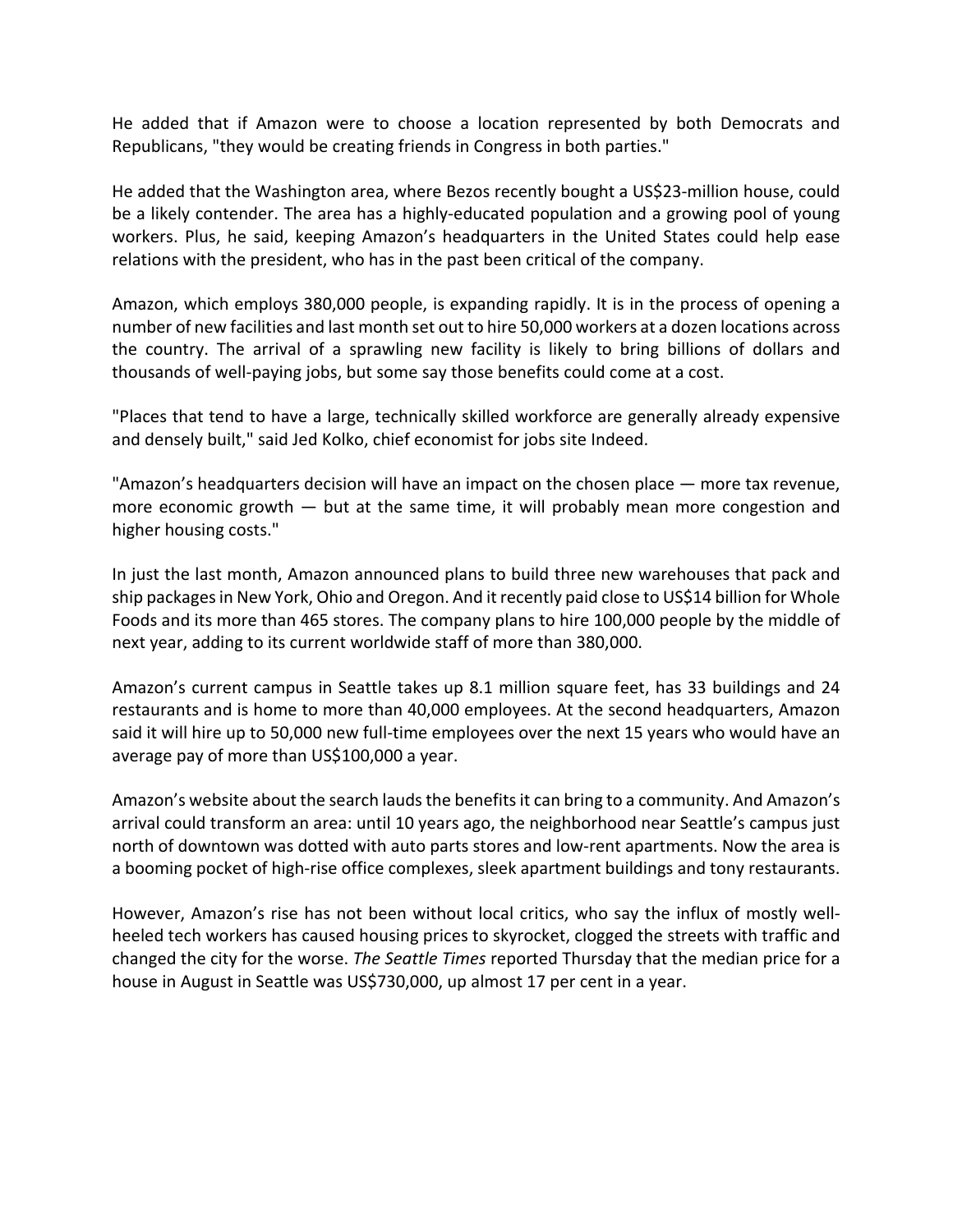He added that if Amazon were to choose a location represented by both Democrats and Republicans, "they would be creating friends in Congress in both parties."

He added that the Washington area, where Bezos recently bought a US$23-million house, could be a likely contender. The area has a highly-educated population and a growing pool of young workers. Plus, he said, keeping Amazon's headquarters in the United States could help ease relations with the president, who has in the past been critical of the company.

Amazon, which employs 380,000 people, is expanding rapidly. It is in the process of opening a number of new facilities and last month set out to hire 50,000 workers at a dozen locations across the country. The arrival of a sprawling new facility is likely to bring billions of dollars and thousands of well-paying jobs, but some say those benefits could come at a cost.

"Places that tend to have a large, technically skilled workforce are generally already expensive and densely built," said Jed Kolko, chief economist for jobs site Indeed.

"Amazon's headquarters decision will have an impact on the chosen place — more tax revenue, more economic growth — but at the same time, it will probably mean more congestion and higher housing costs."

In just the last month, Amazon announced plans to build three new warehouses that pack and ship packages in New York, Ohio and Oregon. And it recently paid close to US$14 billion for Whole Foods and its more than 465 stores. The company plans to hire 100,000 people by the middle of next year, adding to its current worldwide staff of more than 380,000.

Amazon's current campus in Seattle takes up 8.1 million square feet, has 33 buildings and 24 restaurants and is home to more than 40,000 employees. At the second headquarters, Amazon said it will hire up to 50,000 new full-time employees over the next 15 years who would have an average pay of more than US$100,000 a year.

Amazon's website about the search lauds the benefits it can bring to a community. And Amazon's arrival could transform an area: until 10 years ago, the neighborhood near Seattle's campus just north of downtown was dotted with auto parts stores and low-rent apartments. Now the area is a booming pocket of high-rise office complexes, sleek apartment buildings and tony restaurants.

However, Amazon's rise has not been without local critics, who say the influx of mostly well-heeled tech workers has caused housing prices to skyrocket, clogged the streets with traffic and changed the city for the worse. *The Seattle Times* reported Thursday that the median price for a house in August in Seattle was US$730,000, up almost 17 per cent in a year.